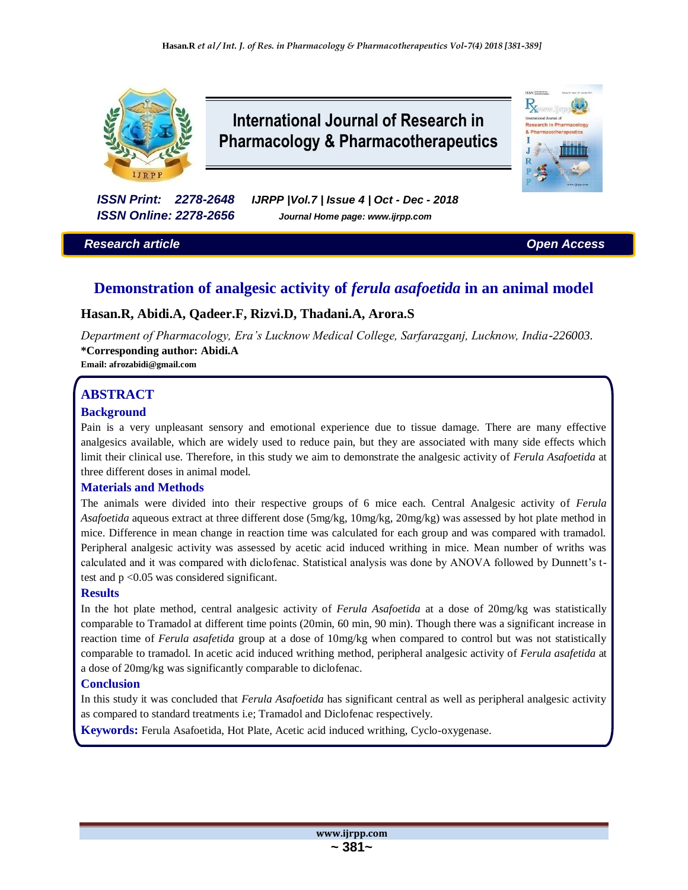# International Journal of Research in Pharmacology & Pharmacotherapeutics

*ISSN Print: 2278-2648* *IJRPP |Vol.7 | Issue 4 | Oct - Dec - 2018*
*ISSN Online: 2278-2656* *Journal Home page: www.ijrpp.com*

***Research article*** ***Open Access***

## Demonstration of analgesic activity of *ferula asafoetida* in an animal model

**Hasan.R, Abidi.A, Qadeer.F, Rizvi.D, Thadani.A, Arora.S**

*Department of Pharmacology, Era's Lucknow Medical College, Sarfarazganj, Lucknow, India-226003.*
**\*Corresponding author: Abidi.A**
**Email: afrozabidi@gmail.com**

## ABSTRACT

### Background

Pain is a very unpleasant sensory and emotional experience due to tissue damage. There are many effective analgesics available, which are widely used to reduce pain, but they are associated with many side effects which limit their clinical use. Therefore, in this study we aim to demonstrate the analgesic activity of *Ferula Asafoetida* at three different doses in animal model.

### Materials and Methods

The animals were divided into their respective groups of 6 mice each. Central Analgesic activity of *Ferula Asafoetida* aqueous extract at three different dose (5mg/kg, 10mg/kg, 20mg/kg) was assessed by hot plate method in mice. Difference in mean change in reaction time was calculated for each group and was compared with tramadol. Peripheral analgesic activity was assessed by acetic acid induced writhing in mice. Mean number of wriths was calculated and it was compared with diclofenac. Statistical analysis was done by ANOVA followed by Dunnett's t-test and $p < 0.05$ was considered significant.

### Results

In the hot plate method, central analgesic activity of *Ferula Asafoetida* at a dose of 20mg/kg was statistically comparable to Tramadol at different time points (20min, 60 min, 90 min). Though there was a significant increase in reaction time of *Ferula asafetida* group at a dose of 10mg/kg when compared to control but was not statistically comparable to tramadol. In acetic acid induced writhing method, peripheral analgesic activity of *Ferula asafetida* at a dose of 20mg/kg was significantly comparable to diclofenac.

### Conclusion

In this study it was concluded that *Ferula Asafoetida* has significant central as well as peripheral analgesic activity as compared to standard treatments i.e; Tramadol and Diclofenac respectively.

**Keywords:** Ferula Asafoetida, Hot Plate, Acetic acid induced writhing, Cyclo-oxygenase.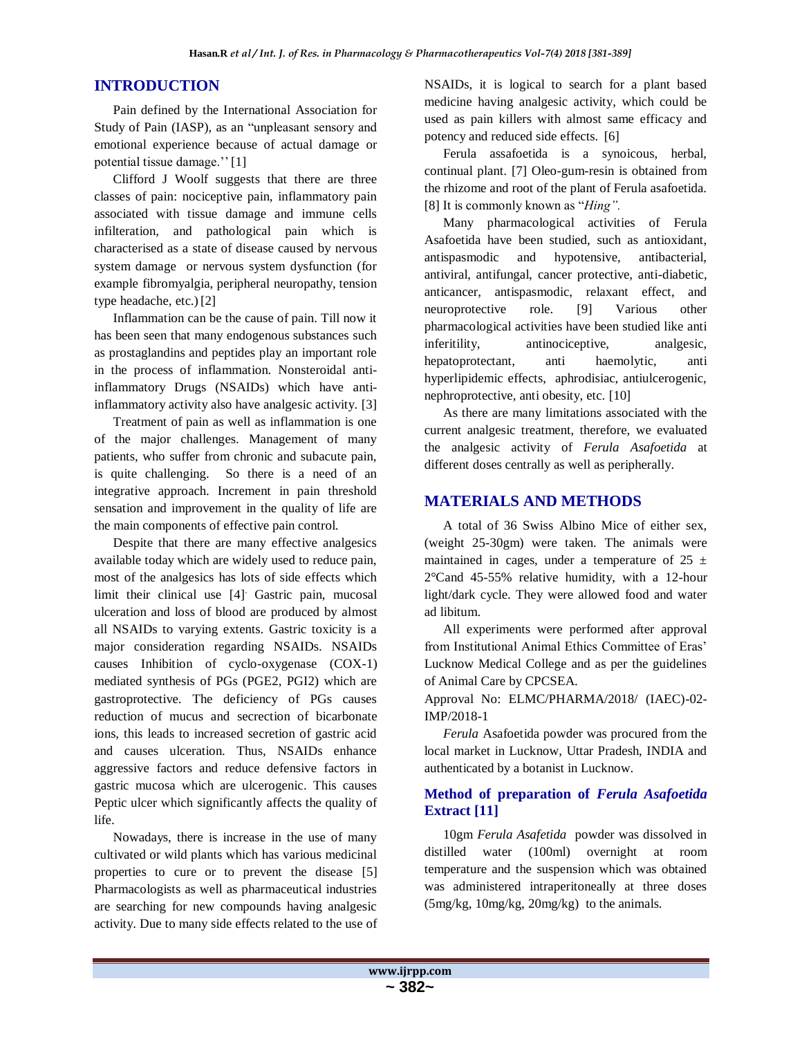## INTRODUCTION

Pain defined by the International Association for Study of Pain (IASP), as an "unpleasant sensory and emotional experience because of actual damage or potential tissue damage.'' [1]

Clifford J Woolf suggests that there are three classes of pain: nociceptive pain, inflammatory pain associated with tissue damage and immune cells infilteration, and pathological pain which is characterised as a state of disease caused by nervous system damage or nervous system dysfunction (for example fibromyalgia, peripheral neuropathy, tension type headache, etc.) [2]

Inflammation can be the cause of pain. Till now it has been seen that many endogenous substances such as prostaglandins and peptides play an important role in the process of inflammation. Nonsteroidal anti-inflammatory Drugs (NSAIDs) which have anti-inflammatory activity also have analgesic activity. [3]

Treatment of pain as well as inflammation is one of the major challenges. Management of many patients, who suffer from chronic and subacute pain, is quite challenging. So there is a need of an integrative approach. Increment in pain threshold sensation and improvement in the quality of life are the main components of effective pain control.

Despite that there are many effective analgesics available today which are widely used to reduce pain, most of the analgesics has lots of side effects which limit their clinical use [4]. Gastric pain, mucosal ulceration and loss of blood are produced by almost all NSAIDs to varying extents. Gastric toxicity is a major consideration regarding NSAIDs. NSAIDs causes Inhibition of cyclo-oxygenase (COX-1) mediated synthesis of PGs (PGE2, PGI2) which are gastroprotective. The deficiency of PGs causes reduction of mucus and secrection of bicarbonate ions, this leads to increased secretion of gastric acid and causes ulceration. Thus, NSAIDs enhance aggressive factors and reduce defensive factors in gastric mucosa which are ulcerogenic. This causes Peptic ulcer which significantly affects the quality of life.

Nowadays, there is increase in the use of many cultivated or wild plants which has various medicinal properties to cure or to prevent the disease [5] Pharmacologists as well as pharmaceutical industries are searching for new compounds having analgesic activity. Due to many side effects related to the use of NSAIDs, it is logical to search for a plant based medicine having analgesic activity, which could be used as pain killers with almost same efficacy and potency and reduced side effects. [6]

Ferula assafoetida is a synoicous, herbal, continual plant. [7] Oleo-gum-resin is obtained from the rhizome and root of the plant of Ferula asafoetida. [8] It is commonly known as "*Hing".*

Many pharmacological activities of Ferula Asafoetida have been studied, such as antioxidant, antispasmodic and hypotensive, antibacterial, antiviral, antifungal, cancer protective, anti-diabetic, anticancer, antispasmodic, relaxant effect, and neuroprotective role. [9] Various other pharmacological activities have been studied like anti inferitility, antinociceptive, analgesic, hepatoprotectant, anti haemolytic, anti hyperlipidemic effects, aphrodisiac, antiulcerogenic, nephroprotective, anti obesity, etc. [10]

As there are many limitations associated with the current analgesic treatment, therefore, we evaluated the analgesic activity of *Ferula Asafoetida* at different doses centrally as well as peripherally.

## MATERIALS AND METHODS

A total of 36 Swiss Albino Mice of either sex, (weight 25-30gm) were taken. The animals were maintained in cages, under a temperature of 25 ± 2°Cand 45-55% relative humidity, with a 12-hour light/dark cycle. They were allowed food and water ad libitum.

All experiments were performed after approval from Institutional Animal Ethics Committee of Eras' Lucknow Medical College and as per the guidelines of Animal Care by CPCSEA.

Approval No: ELMC/PHARMA/2018/ (IAEC)-02-IMP/2018-1

*Ferula* Asafoetida powder was procured from the local market in Lucknow, Uttar Pradesh, INDIA and authenticated by a botanist in Lucknow.

### Method of preparation of *Ferula Asafoetida* Extract [11]

10gm *Ferula Asafetida* powder was dissolved in distilled water (100ml) overnight at room temperature and the suspension which was obtained was administered intraperitoneally at three doses (5mg/kg, 10mg/kg, 20mg/kg) to the animals.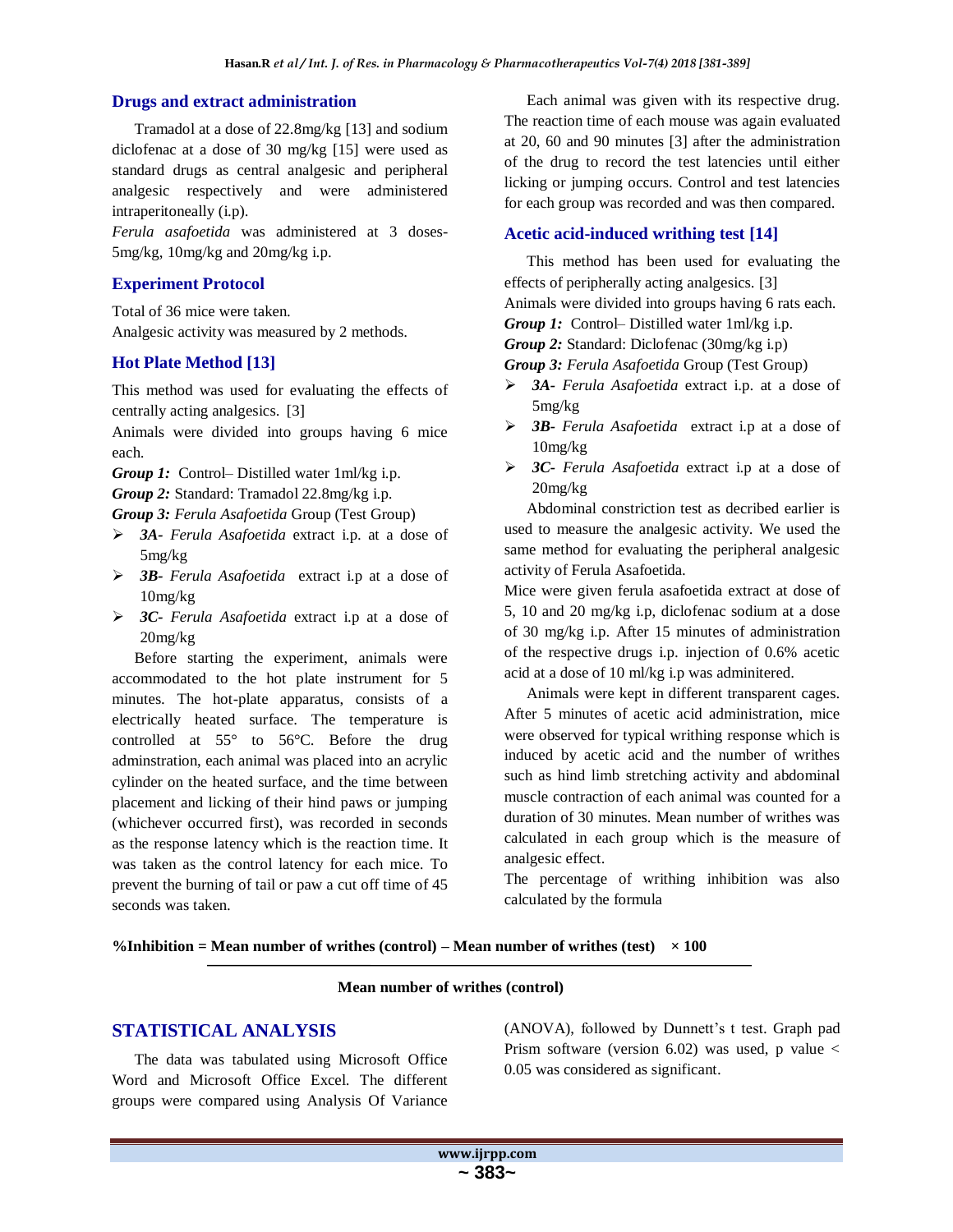## Drugs and extract administration

Tramadol at a dose of 22.8mg/kg [13] and sodium diclofenac at a dose of 30 mg/kg [15] were used as standard drugs as central analgesic and peripheral analgesic respectively and were administered intraperitoneally (i.p).

*Ferula asafoetida* was administered at 3 doses- 5mg/kg, 10mg/kg and 20mg/kg i.p.

## Experiment Protocol

Total of 36 mice were taken.

Analgesic activity was measured by 2 methods.

## Hot Plate Method [13]

This method was used for evaluating the effects of centrally acting analgesics. [3]

Animals were divided into groups having 6 mice each.

***Group 1:*** Control– Distilled water 1ml/kg i.p.

***Group 2:*** Standard: Tramadol 22.8mg/kg i.p.

***Group 3:*** *Ferula Asafoetida* Group (Test Group)

- ***3A-*** *Ferula Asafoetida* extract i.p. at a dose of 5mg/kg
- ***3B-*** *Ferula Asafoetida* extract i.p at a dose of 10mg/kg
- ***3C-*** *Ferula Asafoetida* extract i.p at a dose of 20mg/kg

Before starting the experiment, animals were accommodated to the hot plate instrument for 5 minutes. The hot-plate apparatus, consists of a electrically heated surface. The temperature is controlled at 55° to 56°C. Before the drug adminstration, each animal was placed into an acrylic cylinder on the heated surface, and the time between placement and licking of their hind paws or jumping (whichever occurred first), was recorded in seconds as the response latency which is the reaction time. It was taken as the control latency for each mice. To prevent the burning of tail or paw a cut off time of 45 seconds was taken.

Each animal was given with its respective drug. The reaction time of each mouse was again evaluated at 20, 60 and 90 minutes [3] after the administration of the drug to record the test latencies until either licking or jumping occurs. Control and test latencies for each group was recorded and was then compared.

## Acetic acid-induced writhing test [14]

This method has been used for evaluating the effects of peripherally acting analgesics. [3]

Animals were divided into groups having 6 rats each.

***Group 1:*** Control– Distilled water 1ml/kg i.p.

***Group 2:*** Standard: Diclofenac (30mg/kg i.p)

***Group 3:*** *Ferula Asafoetida* Group (Test Group)

- ***3A-*** *Ferula Asafoetida* extract i.p. at a dose of 5mg/kg
- ***3B-*** *Ferula Asafoetida* extract i.p at a dose of 10mg/kg
- ***3C-*** *Ferula Asafoetida* extract i.p at a dose of 20mg/kg

Abdominal constriction test as decribed earlier is used to measure the analgesic activity. We used the same method for evaluating the peripheral analgesic activity of Ferula Asafoetida.

Mice were given ferula asafoetida extract at dose of 5, 10 and 20 mg/kg i.p, diclofenac sodium at a dose of 30 mg/kg i.p. After 15 minutes of administration of the respective drugs i.p. injection of 0.6% acetic acid at a dose of 10 ml/kg i.p was adminitered.

Animals were kept in different transparent cages. After 5 minutes of acetic acid administration, mice were observed for typical writhing response which is induced by acetic acid and the number of writhes such as hind limb stretching activity and abdominal muscle contraction of each animal was counted for a duration of 30 minutes. Mean number of writhes was calculated in each group which is the measure of analgesic effect.

The percentage of writhing inhibition was also calculated by the formula

$$\%\text{Inhibition} = \frac{\text{Mean number of writhes (control)} - \text{Mean number of writhes (test)}}{\text{Mean number of writhes (control)}} \times 100$$

## STATISTICAL ANALYSIS

The data was tabulated using Microsoft Office Word and Microsoft Office Excel. The different groups were compared using Analysis Of Variance (ANOVA), followed by Dunnett's t test. Graph pad Prism software (version 6.02) was used, p value < 0.05 was considered as significant.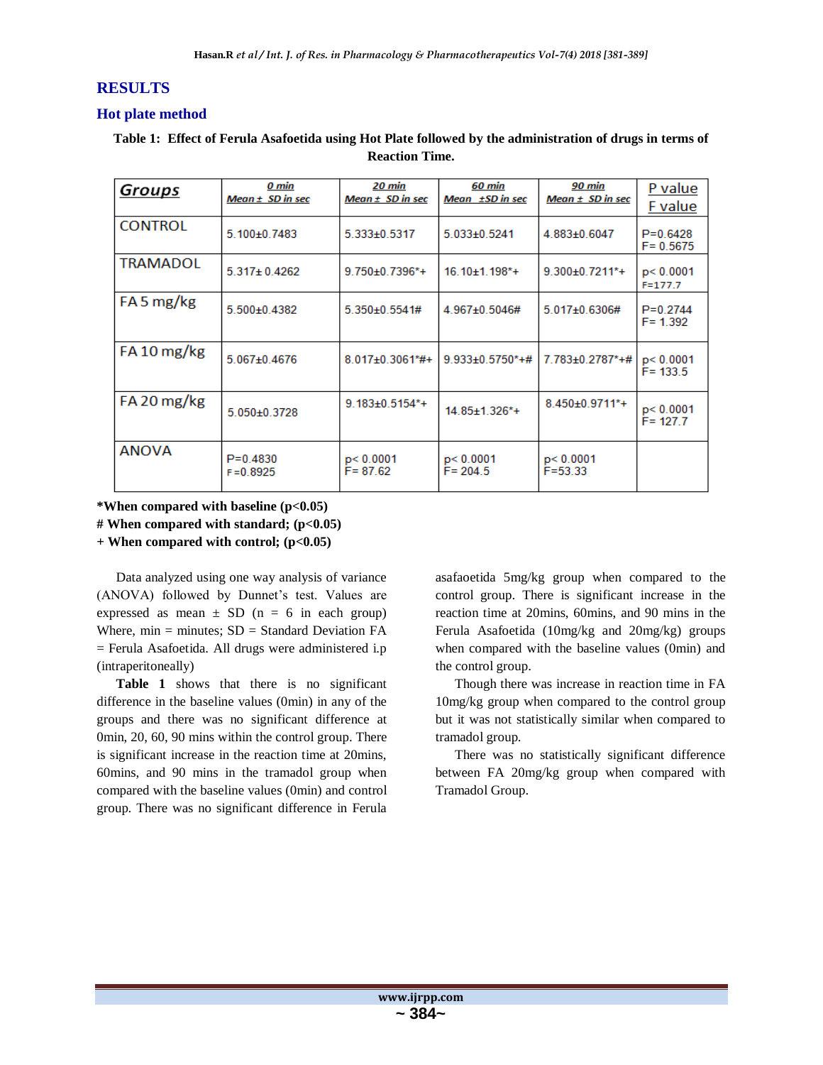## RESULTS

### Hot plate method

**Table 1: Effect of Ferula Asafoetida using Hot Plate followed by the administration of drugs in terms of Reaction Time.**

| Groups | 0 min Mean ± SD in sec | 20 min Mean ± SD in sec | 60 min Mean ±SD in sec | 90 min Mean ± SD in sec | P value F value |
|---|---|---|---|---|---|
| CONTROL | 5.100±0.7483 | 5.333±0.5317 | 5.033±0.5241 | 4.883±0.6047 | P=0.6428 F= 0.5675 |
| TRAMADOL | 5.317± 0.4262 | 9.750±0.7396*+ | 16.10±1.198*+ | 9.300±0.7211*+ | p< 0.0001 F=177.7 |
| FA 5 mg/kg | 5.500±0.4382 | 5.350±0.5541# | 4.967±0.5046# | 5.017±0.6306# | P=0.2744 F= 1.392 |
| FA 10 mg/kg | 5.067±0.4676 | 8.017±0.3061*#+ | 9.933±0.5750*+# | 7.783±0.2787*+# | p< 0.0001 F= 133.5 |
| FA 20 mg/kg | 5.050±0.3728 | 9.183±0.5154*+ | 14.85±1.326*+ | 8.450±0.9711*+ | p< 0.0001 F= 127.7 |
| ANOVA | P=0.4830 F=0.8925 | p< 0.0001 F= 87.62 | p< 0.0001 F= 204.5 | p< 0.0001 F=53.33 | |

**\*When compared with baseline ($p<0.05$)**
**# When compared with standard; ($p<0.05$)**
**+ When compared with control; ($p<0.05$)**

Data analyzed using one way analysis of variance (ANOVA) followed by Dunnet's test. Values are expressed as mean ± SD (n = 6 in each group) Where, min = minutes; SD = Standard Deviation FA = Ferula Asafoetida. All drugs were administered i.p (intraperitoneally)

**Table 1** shows that there is no significant difference in the baseline values (0min) in any of the groups and there was no significant difference at 0min, 20, 60, 90 mins within the control group. There is significant increase in the reaction time at 20mins, 60mins, and 90 mins in the tramadol group when compared with the baseline values (0min) and control group. There was no significant difference in Ferula asafaoetida 5mg/kg group when compared to the control group. There is significant increase in the reaction time at 20mins, 60mins, and 90 mins in the Ferula Asafoetida (10mg/kg and 20mg/kg) groups when compared with the baseline values (0min) and the control group.

Though there was increase in reaction time in FA 10mg/kg group when compared to the control group but it was not statistically similar when compared to tramadol group.

There was no statistically significant difference between FA 20mg/kg group when compared with Tramadol Group.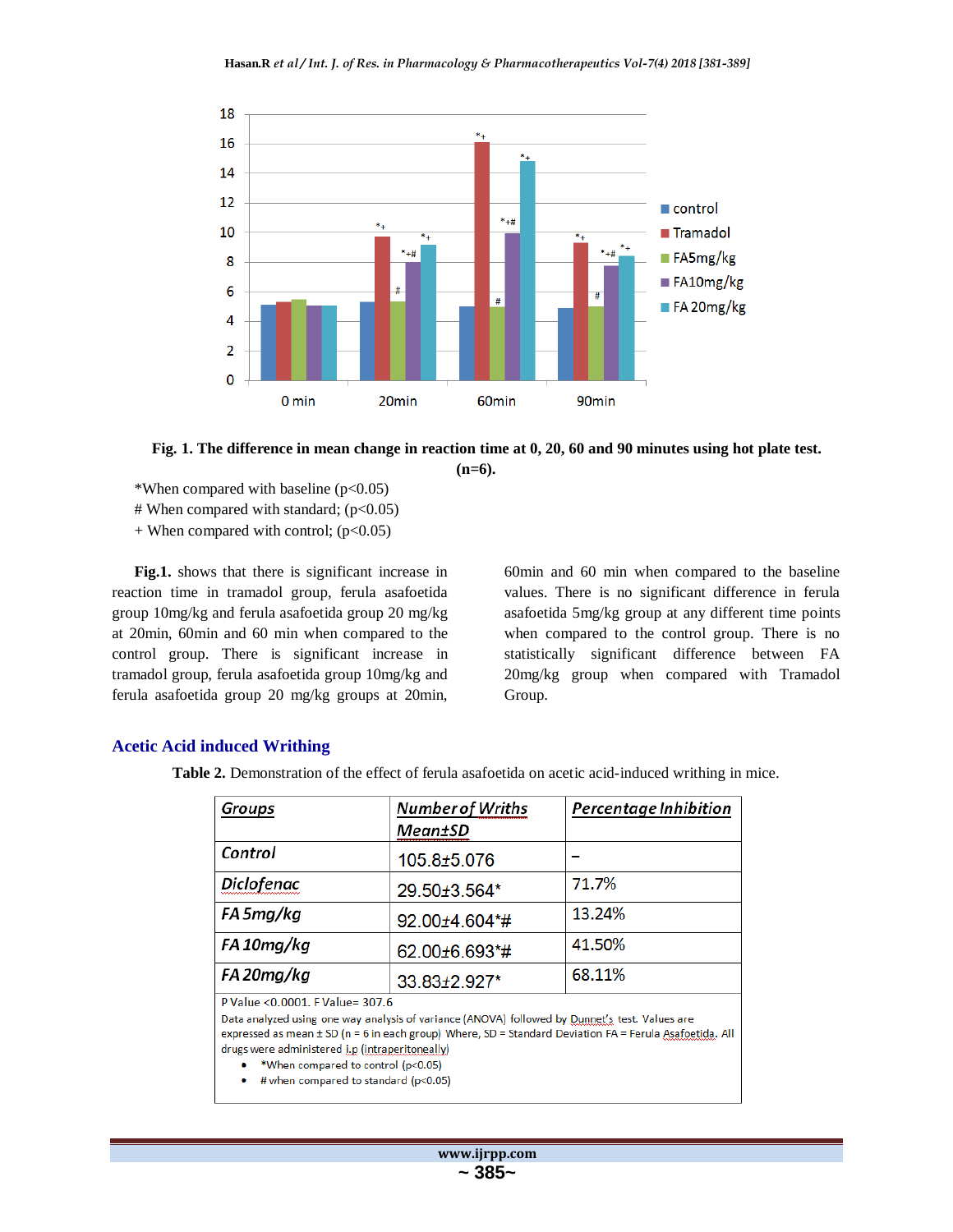Fig. 1. The difference in mean change in reaction time at 0, 20, 60 and 90 minutes using hot plate test. (n=6).

*When compared with baseline ($p<0.05$)
# When compared with standard; ($p<0.05$)
+ When compared with control; ($p<0.05$)

**Fig.1.** shows that there is significant increase in reaction time in tramadol group, ferula asafoetida group 10mg/kg and ferula asafoetida group 20 mg/kg at 20min, 60min and 60 min when compared to the control group. There is significant increase in tramadol group, ferula asafoetida group 10mg/kg and ferula asafoetida group 20 mg/kg groups at 20min, 60min and 60 min when compared to the baseline values. There is no significant difference in ferula asafoetida 5mg/kg group at any different time points when compared to the control group. There is no statistically significant difference between FA 20mg/kg group when compared with Tramadol Group.

## Acetic Acid induced Writhing

**Table 2.** Demonstration of the effect of ferula asafoetida on acetic acid-induced writhing in mice.

| Groups | Number of Wriths Mean±SD | Percentage Inhibition |
|---|---|---|
| Control | 105.8±5.076 | – |
| Diclofenac | 29.50±3.564* | 71.7% |
| FA 5mg/kg | 92.00±4.604*# | 13.24% |
| FA 10mg/kg | 62.00±6.693*# | 41.50% |
| FA 20mg/kg | 33.83±2.927* | 68.11% |

P Value <0.0001. F Value= 307.6

Data analyzed using one way analysis of variance (ANOVA) followed by Dunnet's test. Values are expressed as mean ± SD (n = 6 in each group) Where, SD = Standard Deviation FA = Ferula Asafoetida. All drugs were administered i.p (intraperitoneally)

- *When compared to control ($p<0.05$)
- # when compared to standard ($p<0.05$)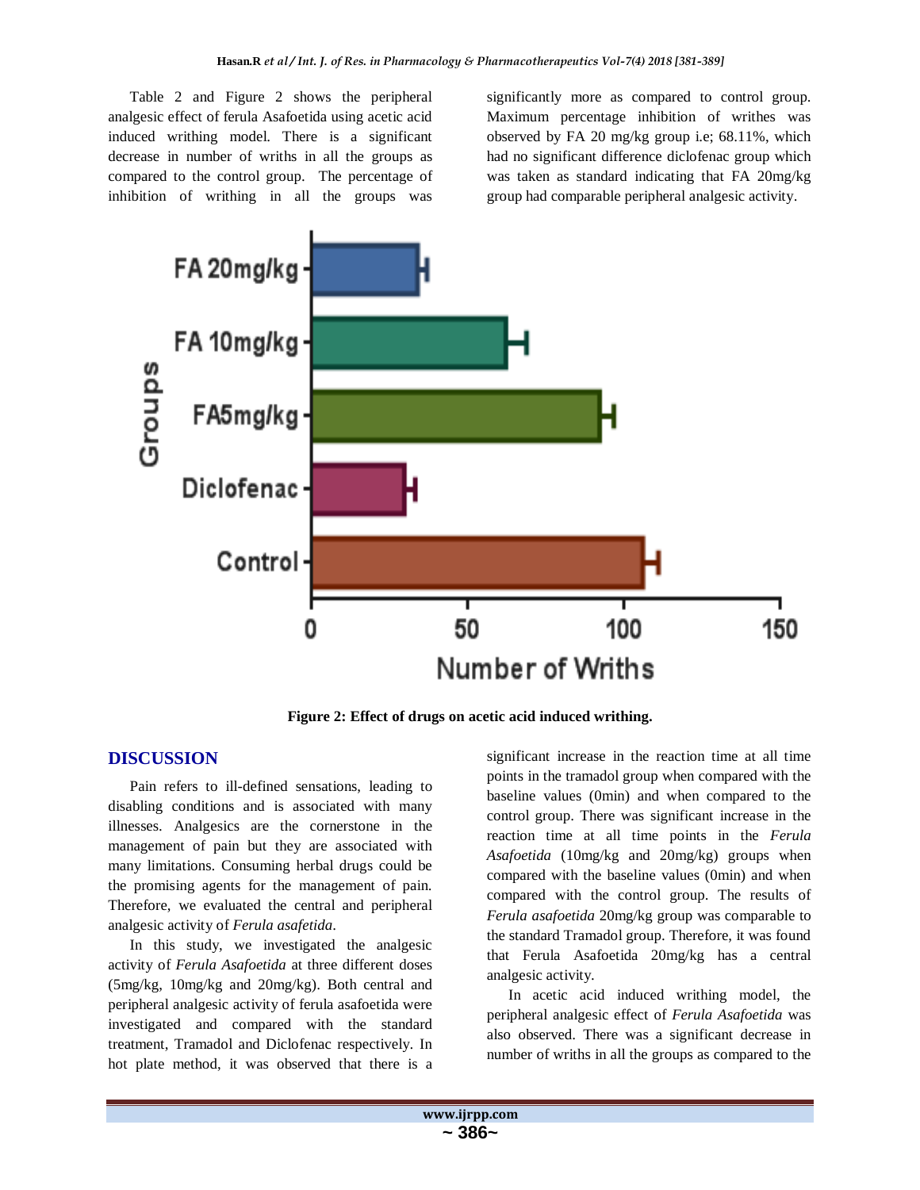Table 2 and Figure 2 shows the peripheral analgesic effect of ferula Asafoetida using acetic acid induced writhing model. There is a significant decrease in number of wriths in all the groups as compared to the control group. The percentage of inhibition of writhing in all the groups was significantly more as compared to control group. Maximum percentage inhibition of writhes was observed by FA 20 mg/kg group i.e; 68.11%, which had no significant difference diclofenac group which was taken as standard indicating that FA 20mg/kg group had comparable peripheral analgesic activity.

**Figure 2: Effect of drugs on acetic acid induced writhing.**

## DISCUSSION

Pain refers to ill-defined sensations, leading to disabling conditions and is associated with many illnesses. Analgesics are the cornerstone in the management of pain but they are associated with many limitations. Consuming herbal drugs could be the promising agents for the management of pain. Therefore, we evaluated the central and peripheral analgesic activity of *Ferula asafetida*.

In this study, we investigated the analgesic activity of *Ferula Asafoetida* at three different doses (5mg/kg, 10mg/kg and 20mg/kg). Both central and peripheral analgesic activity of ferula asafoetida were investigated and compared with the standard treatment, Tramadol and Diclofenac respectively. In hot plate method, it was observed that there is a significant increase in the reaction time at all time points in the tramadol group when compared with the baseline values (0min) and when compared to the control group. There was significant increase in the reaction time at all time points in the *Ferula Asafoetida* (10mg/kg and 20mg/kg) groups when compared with the baseline values (0min) and when compared with the control group. The results of *Ferula asafoetida* 20mg/kg group was comparable to the standard Tramadol group. Therefore, it was found that Ferula Asafoetida 20mg/kg has a central analgesic activity.

In acetic acid induced writhing model, the peripheral analgesic effect of *Ferula Asafoetida* was also observed. There was a significant decrease in number of wriths in all the groups as compared to the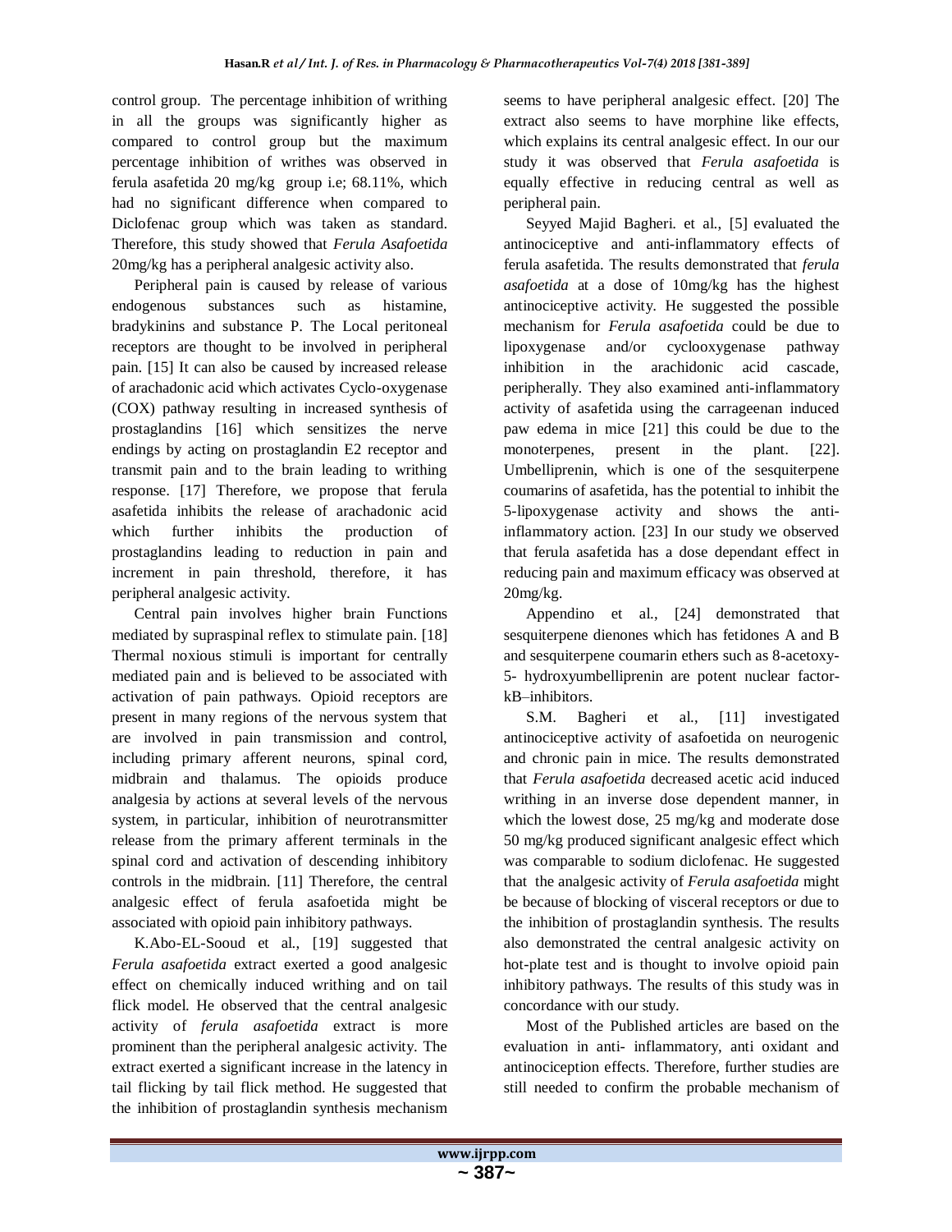control group. The percentage inhibition of writhing in all the groups was significantly higher as compared to control group but the maximum percentage inhibition of writhes was observed in ferula asafetida 20 mg/kg group i.e; 68.11%, which had no significant difference when compared to Diclofenac group which was taken as standard. Therefore, this study showed that *Ferula Asafoetida* 20mg/kg has a peripheral analgesic activity also.

Peripheral pain is caused by release of various endogenous substances such as histamine, bradykinins and substance P. The Local peritoneal receptors are thought to be involved in peripheral pain. [15] It can also be caused by increased release of arachadonic acid which activates Cyclo-oxygenase (COX) pathway resulting in increased synthesis of prostaglandins [16] which sensitizes the nerve endings by acting on prostaglandin E2 receptor and transmit pain and to the brain leading to writhing response. [17] Therefore, we propose that ferula asafetida inhibits the release of arachadonic acid which further inhibits the production of prostaglandins leading to reduction in pain and increment in pain threshold, therefore, it has peripheral analgesic activity.

Central pain involves higher brain Functions mediated by supraspinal reflex to stimulate pain. [18] Thermal noxious stimuli is important for centrally mediated pain and is believed to be associated with activation of pain pathways. Opioid receptors are present in many regions of the nervous system that are involved in pain transmission and control, including primary afferent neurons, spinal cord, midbrain and thalamus. The opioids produce analgesia by actions at several levels of the nervous system, in particular, inhibition of neurotransmitter release from the primary afferent terminals in the spinal cord and activation of descending inhibitory controls in the midbrain. [11] Therefore, the central analgesic effect of ferula asafoetida might be associated with opioid pain inhibitory pathways.

K.Abo-EL-Sooud et al., [19] suggested that *Ferula asafoetida* extract exerted a good analgesic effect on chemically induced writhing and on tail flick model. He observed that the central analgesic activity of *ferula asafoetida* extract is more prominent than the peripheral analgesic activity. The extract exerted a significant increase in the latency in tail flicking by tail flick method. He suggested that the inhibition of prostaglandin synthesis mechanism seems to have peripheral analgesic effect. [20] The extract also seems to have morphine like effects, which explains its central analgesic effect. In our our study it was observed that *Ferula asafoetida* is equally effective in reducing central as well as peripheral pain.

Seyyed Majid Bagheri. et al., [5] evaluated the antinociceptive and anti-inflammatory effects of ferula asafetida. The results demonstrated that *ferula asafoetida* at a dose of 10mg/kg has the highest antinociceptive activity. He suggested the possible mechanism for *Ferula asafoetida* could be due to lipoxygenase and/or cyclooxygenase pathway inhibition in the arachidonic acid cascade, peripherally. They also examined anti-inflammatory activity of asafetida using the carrageenan induced paw edema in mice [21] this could be due to the monoterpenes, present in the plant. [22]. Umbelliprenin, which is one of the sesquiterpene coumarins of asafetida, has the potential to inhibit the 5-lipoxygenase activity and shows the anti-inflammatory action. [23] In our study we observed that ferula asafetida has a dose dependant effect in reducing pain and maximum efficacy was observed at 20mg/kg.

Appendino et al., [24] demonstrated that sesquiterpene dienones which has fetidones A and B and sesquiterpene coumarin ethers such as 8-acetoxy-5- hydroxyumbelliprenin are potent nuclear factor-kB–inhibitors.

S.M. Bagheri et al., [11] investigated antinociceptive activity of asafoetida on neurogenic and chronic pain in mice. The results demonstrated that *Ferula asafoetida* decreased acetic acid induced writhing in an inverse dose dependent manner, in which the lowest dose, 25 mg/kg and moderate dose 50 mg/kg produced significant analgesic effect which was comparable to sodium diclofenac. He suggested that the analgesic activity of *Ferula asafoetida* might be because of blocking of visceral receptors or due to the inhibition of prostaglandin synthesis. The results also demonstrated the central analgesic activity on hot-plate test and is thought to involve opioid pain inhibitory pathways. The results of this study was in concordance with our study.

Most of the Published articles are based on the evaluation in anti- inflammatory, anti oxidant and antinociception effects. Therefore, further studies are still needed to confirm the probable mechanism of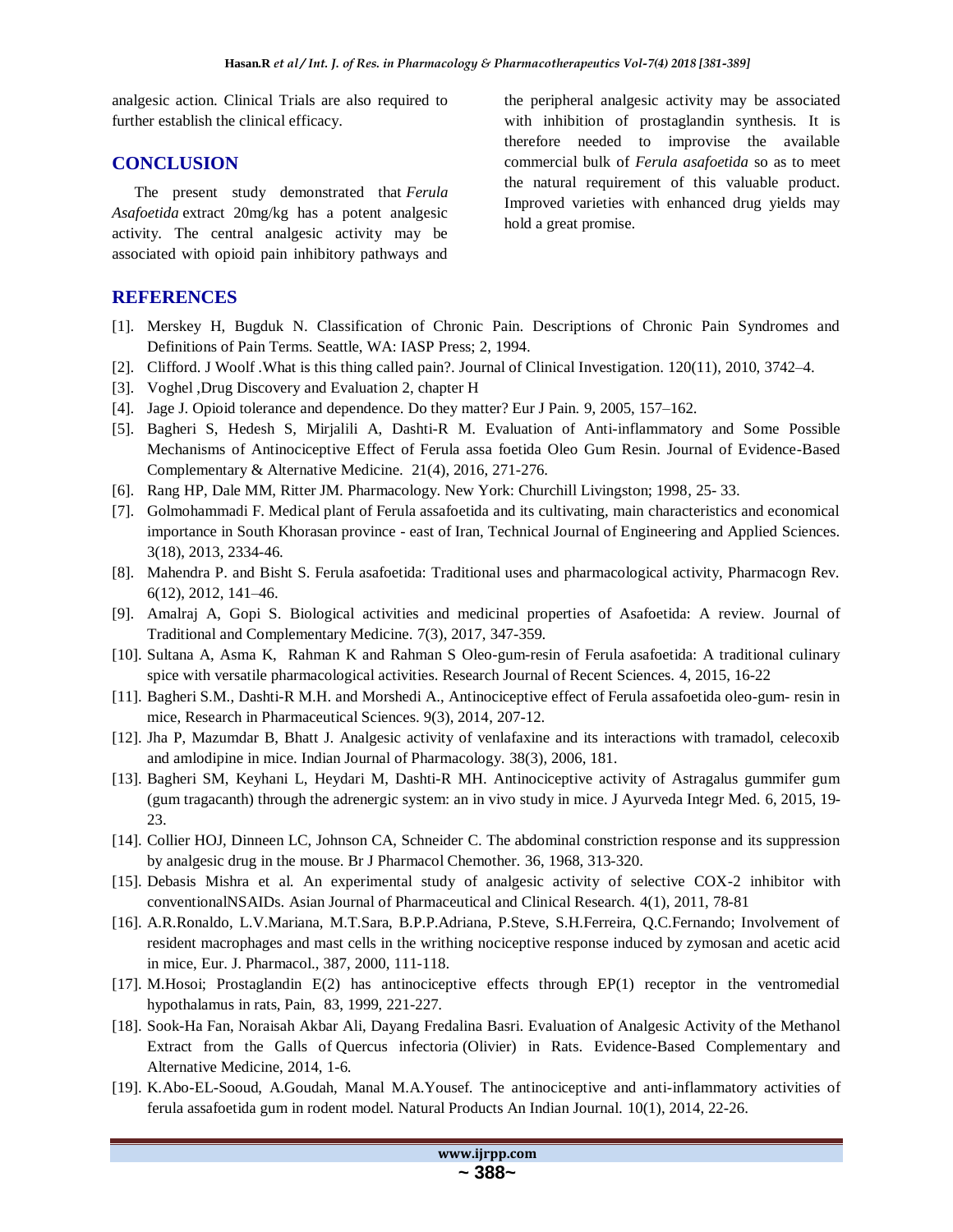analgesic action. Clinical Trials are also required to further establish the clinical efficacy.

## CONCLUSION

The present study demonstrated that *Ferula Asafoetida* extract 20mg/kg has a potent analgesic activity. The central analgesic activity may be associated with opioid pain inhibitory pathways and the peripheral analgesic activity may be associated with inhibition of prostaglandin synthesis. It is therefore needed to improvise the available commercial bulk of *Ferula asafoetida* so as to meet the natural requirement of this valuable product. Improved varieties with enhanced drug yields may hold a great promise.

## REFERENCES

[1]. Merskey H, Bugduk N. Classification of Chronic Pain. Descriptions of Chronic Pain Syndromes and Definitions of Pain Terms. Seattle, WA: IASP Press; 2, 1994.

[2]. Clifford. J Woolf .What is this thing called pain?. Journal of Clinical Investigation. 120(11), 2010, 3742–4.

[3]. Voghel ,Drug Discovery and Evaluation 2, chapter H

[4]. Jage J. Opioid tolerance and dependence. Do they matter? Eur J Pain. 9, 2005, 157–162.

[5]. Bagheri S, Hedesh S, Mirjalili A, Dashti-R M. Evaluation of Anti-inflammatory and Some Possible Mechanisms of Antinociceptive Effect of Ferula assa foetida Oleo Gum Resin. Journal of Evidence-Based Complementary & Alternative Medicine. 21(4), 2016, 271-276.

[6]. Rang HP, Dale MM, Ritter JM. Pharmacology. New York: Churchill Livingston; 1998, 25- 33.

[7]. Golmohammadi F. Medical plant of Ferula assafoetida and its cultivating, main characteristics and economical importance in South Khorasan province - east of Iran, Technical Journal of Engineering and Applied Sciences. 3(18), 2013, 2334-46.

[8]. Mahendra P. and Bisht S. Ferula asafoetida: Traditional uses and pharmacological activity, Pharmacogn Rev. 6(12), 2012, 141–46.

[9]. Amalraj A, Gopi S. Biological activities and medicinal properties of Asafoetida: A review. Journal of Traditional and Complementary Medicine. 7(3), 2017, 347-359.

[10]. Sultana A, Asma K, Rahman K and Rahman S Oleo-gum-resin of Ferula asafoetida: A traditional culinary spice with versatile pharmacological activities. Research Journal of Recent Sciences. 4, 2015, 16-22

[11]. Bagheri S.M., Dashti-R M.H. and Morshedi A., Antinociceptive effect of Ferula assafoetida oleo-gum- resin in mice, Research in Pharmaceutical Sciences. 9(3), 2014, 207-12.

[12]. Jha P, Mazumdar B, Bhatt J. Analgesic activity of venlafaxine and its interactions with tramadol, celecoxib and amlodipine in mice. Indian Journal of Pharmacology. 38(3), 2006, 181.

[13]. Bagheri SM, Keyhani L, Heydari M, Dashti-R MH. Antinociceptive activity of Astragalus gummifer gum (gum tragacanth) through the adrenergic system: an in vivo study in mice. J Ayurveda Integr Med. 6, 2015, 19-23.

[14]. Collier HOJ, Dinneen LC, Johnson CA, Schneider C. The abdominal constriction response and its suppression by analgesic drug in the mouse. Br J Pharmacol Chemother. 36, 1968, 313-320.

[15]. Debasis Mishra et al. An experimental study of analgesic activity of selective COX-2 inhibitor with conventionalNSAIDs. Asian Journal of Pharmaceutical and Clinical Research. 4(1), 2011, 78-81

[16]. A.R.Ronaldo, L.V.Mariana, M.T.Sara, B.P.P.Adriana, P.Steve, S.H.Ferreira, Q.C.Fernando; Involvement of resident macrophages and mast cells in the writhing nociceptive response induced by zymosan and acetic acid in mice, Eur. J. Pharmacol., 387, 2000, 111-118.

[17]. M.Hosoi; Prostaglandin E(2) has antinociceptive effects through EP(1) receptor in the ventromedial hypothalamus in rats, Pain, 83, 1999, 221-227.

[18]. Sook-Ha Fan, Noraisah Akbar Ali, Dayang Fredalina Basri. Evaluation of Analgesic Activity of the Methanol Extract from the Galls of Quercus infectoria (Olivier) in Rats. Evidence-Based Complementary and Alternative Medicine, 2014, 1-6.

[19]. K.Abo-EL-Sooud, A.Goudah, Manal M.A.Yousef. The antinociceptive and anti-inflammatory activities of ferula assafoetida gum in rodent model. Natural Products An Indian Journal. 10(1), 2014, 22-26.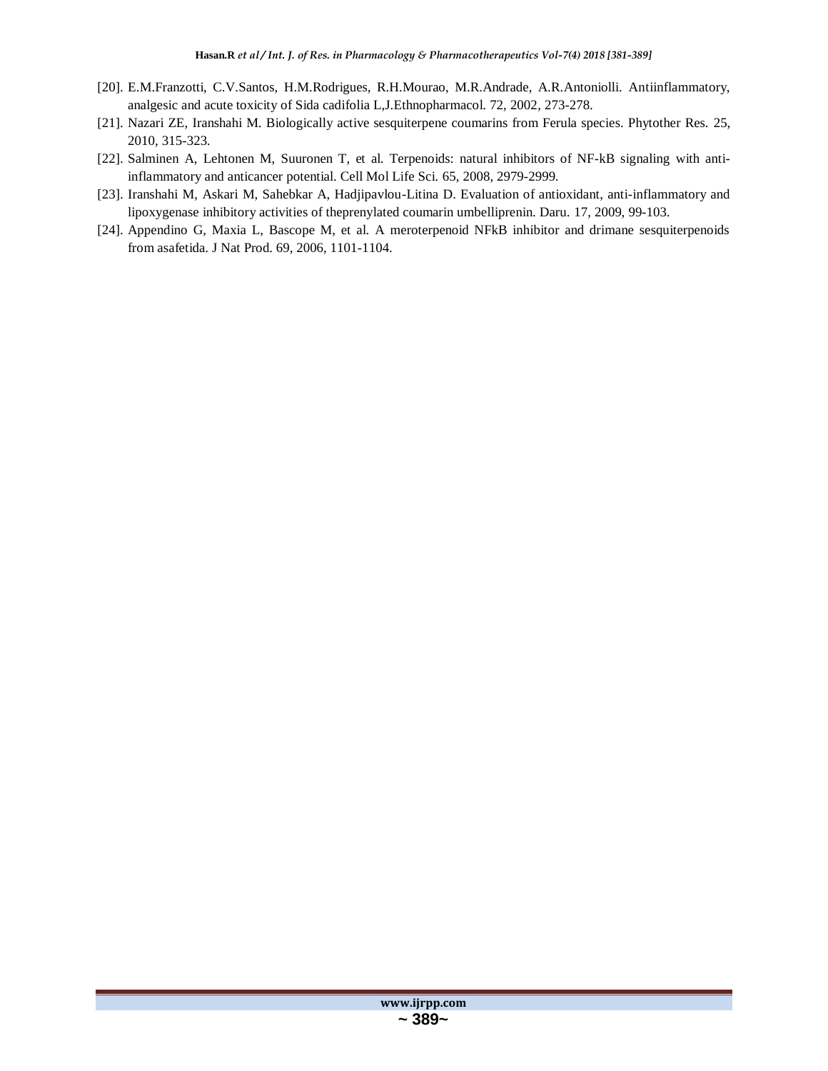[20]. E.M.Franzotti, C.V.Santos, H.M.Rodrigues, R.H.Mourao, M.R.Andrade, A.R.Antoniolli. Antiinflammatory, analgesic and acute toxicity of Sida cadifolia L,J.Ethnopharmacol. 72, 2002, 273-278.

[21]. Nazari ZE, Iranshahi M. Biologically active sesquiterpene coumarins from Ferula species. Phytother Res. 25, 2010, 315-323.

[22]. Salminen A, Lehtonen M, Suuronen T, et al. Terpenoids: natural inhibitors of NF-kB signaling with anti-inflammatory and anticancer potential. Cell Mol Life Sci. 65, 2008, 2979-2999.

[23]. Iranshahi M, Askari M, Sahebkar A, Hadjipavlou-Litina D. Evaluation of antioxidant, anti-inflammatory and lipoxygenase inhibitory activities of theprenylated coumarin umbelliprenin. Daru. 17, 2009, 99-103.

[24]. Appendino G, Maxia L, Bascope M, et al. A meroterpenoid NFkB inhibitor and drimane sesquiterpenoids from asafetida. J Nat Prod. 69, 2006, 1101-1104.